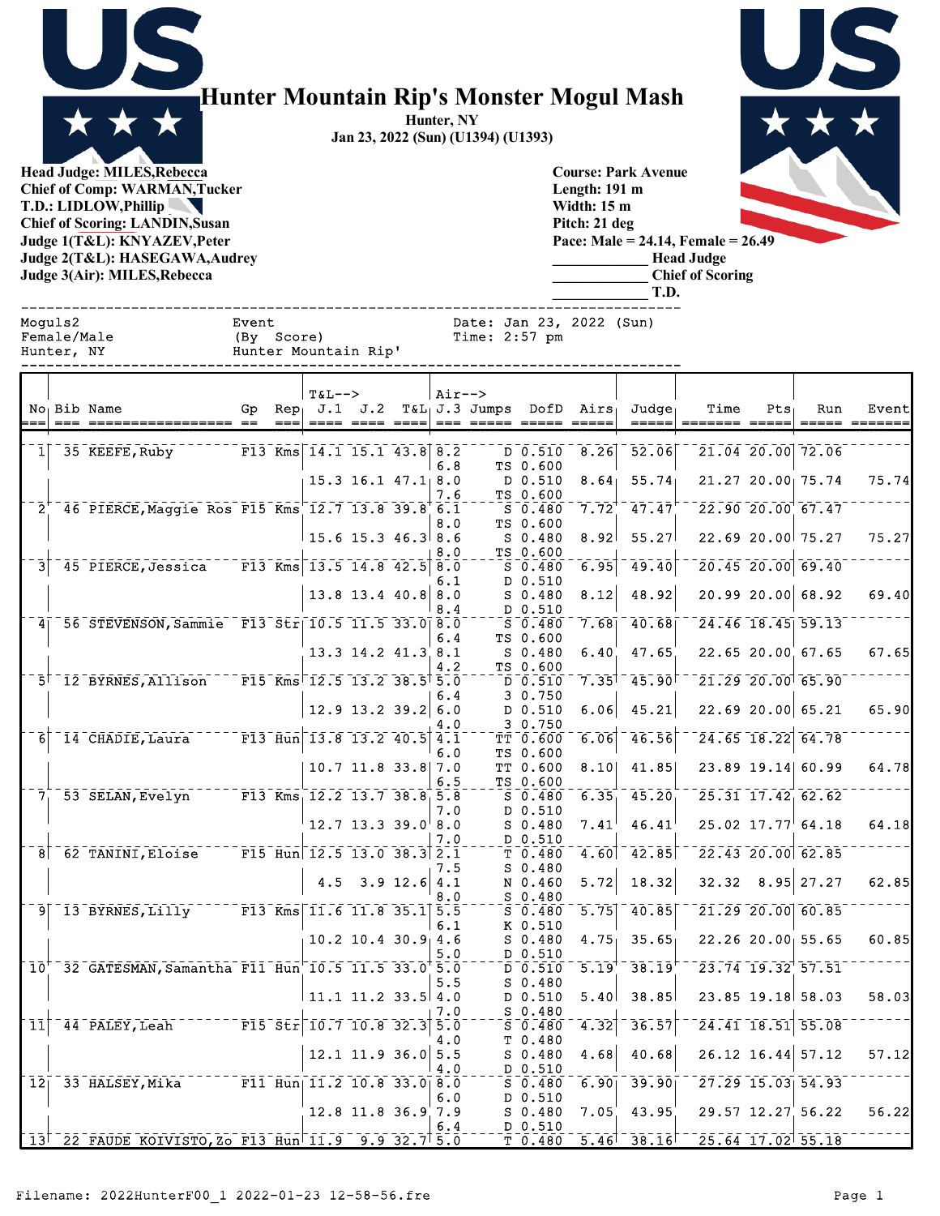# Hunter Mountain Rip's Monster Mogul Mash

**Hunter, NY**
**Jan 23, 2022 (Sun) (U1394) (U1393)**

**Head Judge: MILES,Rebecca**
**Chief of Comp: WARMAN,Tucker**
**T.D.: LIDLOW,Phillip**
**Chief of Scoring: LANDIN,Susan**
**Judge 1(T&L): KNYAZEV,Peter**
**Judge 2(T&L): HASEGAWA,Audrey**
**Judge 3(Air): MILES,Rebecca**

**Course: Park Avenue**
**Length: 191 m**
**Width: 15 m**
**Pitch: 21 deg**
**Pace: Male = 24.14, Female = 26.49**
**____________ Head Judge**
**____________ Chief of Scoring**
**____________ T.D.**

```
Moguls2              Event                  Date: Jan 23, 2022 (Sun)
Female/Male          (By Score)             Time: 2:57 pm
Hunter, NY           Hunter Mountain Rip'
```

| No | Bib | Name | Gp | Rep | T&L--> J.1 | J.2 | T&L | Air--> J.3 | Jumps | DofD | Airs | Judge | Time | Pts | Run | Event |
|---|---|---|---|---|---|---|---|---|---|---|---|---|---|---|---|---|
| 1 | 35 | KEEFE,Ruby | F13 | Kms | 14.1 | 15.1 | 43.8 | 8.2 | D | 0.510 | 8.26 | 52.06 | 21.04 | 20.00 | 72.06 | |
| | | | | | | | | 6.8 | TS | 0.600 | | | | | | |
| | | | | | 15.3 | 16.1 | 47.1 | 8.0 | D | 0.510 | 8.64 | 55.74 | 21.27 | 20.00 | 75.74 | 75.74 |
| | | | | | | | | 7.6 | TS | 0.600 | | | | | | |
| 2 | 46 | PIERCE,Maggie Ros | F15 | Kms | 12.7 | 13.8 | 39.8 | 6.1 | S | 0.480 | 7.72 | 47.47 | 22.90 | 20.00 | 67.47 | |
| | | | | | | | | 8.0 | TS | 0.600 | | | | | | |
| | | | | | 15.6 | 15.3 | 46.3 | 8.6 | S | 0.480 | 8.92 | 55.27 | 22.69 | 20.00 | 75.27 | 75.27 |
| | | | | | | | | 8.0 | TS | 0.600 | | | | | | |
| 3 | 45 | PIERCE,Jessica | F13 | Kms | 13.5 | 14.8 | 42.5 | 8.0 | S | 0.480 | 6.95 | 49.40 | 20.45 | 20.00 | 69.40 | |
| | | | | | | | | 6.1 | D | 0.510 | | | | | | |
| | | | | | 13.8 | 13.4 | 40.8 | 8.0 | S | 0.480 | 8.12 | 48.92 | 20.99 | 20.00 | 68.92 | 69.40 |
| | | | | | | | | 8.4 | D | 0.510 | | | | | | |
| 4 | 56 | STEVENSON,Sammie | F13 | Str | 10.5 | 11.5 | 33.0 | 8.0 | S | 0.480 | 7.68 | 40.68 | 24.46 | 18.45 | 59.13 | |
| | | | | | | | | 6.4 | TS | 0.600 | | | | | | |
| | | | | | 13.3 | 14.2 | 41.3 | 8.1 | S | 0.480 | 6.40 | 47.65 | 22.65 | 20.00 | 67.65 | 67.65 |
| | | | | | | | | 4.2 | TS | 0.600 | | | | | | |
| 5 | 12 | BYRNES,Allison | F15 | Kms | 12.5 | 13.2 | 38.5 | 5.0 | D | 0.510 | 7.35 | 45.90 | 21.29 | 20.00 | 65.90 | |
| | | | | | | | | 6.4 | 3 | 0.750 | | | | | | |
| | | | | | 12.9 | 13.2 | 39.2 | 6.0 | D | 0.510 | 6.06 | 45.21 | 22.69 | 20.00 | 65.21 | 65.90 |
| | | | | | | | | 4.0 | 3 | 0.750 | | | | | | |
| 6 | 14 | CHADIE,Laura | F13 | Hun | 13.8 | 13.2 | 40.5 | 4.1 | TT | 0.600 | 6.06 | 46.56 | 24.65 | 18.22 | 64.78 | |
| | | | | | | | | 6.0 | TS | 0.600 | | | | | | |
| | | | | | 10.7 | 11.8 | 33.8 | 7.0 | TT | 0.600 | 8.10 | 41.85 | 23.89 | 19.14 | 60.99 | 64.78 |
| | | | | | | | | 6.5 | TS | 0.600 | | | | | | |
| 7 | 53 | SELAN,Evelyn | F13 | Kms | 12.2 | 13.7 | 38.8 | 5.8 | S | 0.480 | 6.35 | 45.20 | 25.31 | 17.42 | 62.62 | |
| | | | | | | | | 7.0 | D | 0.510 | | | | | | |
| | | | | | 12.7 | 13.3 | 39.0 | 8.0 | S | 0.480 | 7.41 | 46.41 | 25.02 | 17.77 | 64.18 | 64.18 |
| | | | | | | | | 7.0 | D | 0.510 | | | | | | |
| 8 | 62 | TANINI,Eloise | F15 | Hun | 12.5 | 13.0 | 38.3 | 2.1 | T | 0.480 | 4.60 | 42.85 | 22.43 | 20.00 | 62.85 | |
| | | | | | | | | 7.5 | S | 0.480 | | | | | | |
| | | | | | 4.5 | 3.9 | 12.6 | 4.1 | N | 0.460 | 5.72 | 18.32 | 32.32 | 8.95 | 27.27 | 62.85 |
| | | | | | | | | 8.0 | S | 0.480 | | | | | | |
| 9 | 13 | BYRNES,Lilly | F13 | Kms | 11.6 | 11.8 | 35.1 | 5.5 | S | 0.480 | 5.75 | 40.85 | 21.29 | 20.00 | 60.85 | |
| | | | | | | | | 6.1 | K | 0.510 | | | | | | |
| | | | | | 10.2 | 10.4 | 30.9 | 4.6 | S | 0.480 | 4.75 | 35.65 | 22.26 | 20.00 | 55.65 | 60.85 |
| | | | | | | | | 5.0 | D | 0.510 | | | | | | |
| 10 | 32 | GATESMAN,Samantha | F11 | Hun | 10.5 | 11.5 | 33.0 | 5.0 | D | 0.510 | 5.19 | 38.19 | 23.74 | 19.32 | 57.51 | |
| | | | | | | | | 5.5 | S | 0.480 | | | | | | |
| | | | | | 11.1 | 11.2 | 33.5 | 4.0 | D | 0.510 | 5.40 | 38.85 | 23.85 | 19.18 | 58.03 | 58.03 |
| | | | | | | | | 7.0 | S | 0.480 | | | | | | |
| 11 | 44 | PALEY,Leah | F15 | Str | 10.7 | 10.8 | 32.3 | 5.0 | S | 0.480 | 4.32 | 36.57 | 24.41 | 18.51 | 55.08 | |
| | | | | | | | | 4.0 | T | 0.480 | | | | | | |
| | | | | | 12.1 | 11.9 | 36.0 | 5.5 | S | 0.480 | 4.68 | 40.68 | 26.12 | 16.44 | 57.12 | 57.12 |
| | | | | | | | | 4.0 | D | 0.510 | | | | | | |
| 12 | 33 | HALSEY,Mika | F11 | Hun | 11.2 | 10.8 | 33.0 | 8.0 | S | 0.480 | 6.90 | 39.90 | 27.29 | 15.03 | 54.93 | |
| | | | | | | | | 6.0 | D | 0.510 | | | | | | |
| | | | | | 12.8 | 11.8 | 36.9 | 7.9 | S | 0.480 | 7.05 | 43.95 | 29.57 | 12.27 | 56.22 | 56.22 |
| | | | | | | | | 6.4 | D | 0.510 | | | | | | |
| 13 | 22 | FAUDE KOIVISTO,Zo | F13 | Hun | 11.9 | 9.9 | 32.7 | 5.0 | T | 0.480 | 5.46 | 38.16 | 25.64 | 17.02 | 55.18 | |

Filename: 2022HunterF00_1 2022-01-23 12-58-56.fre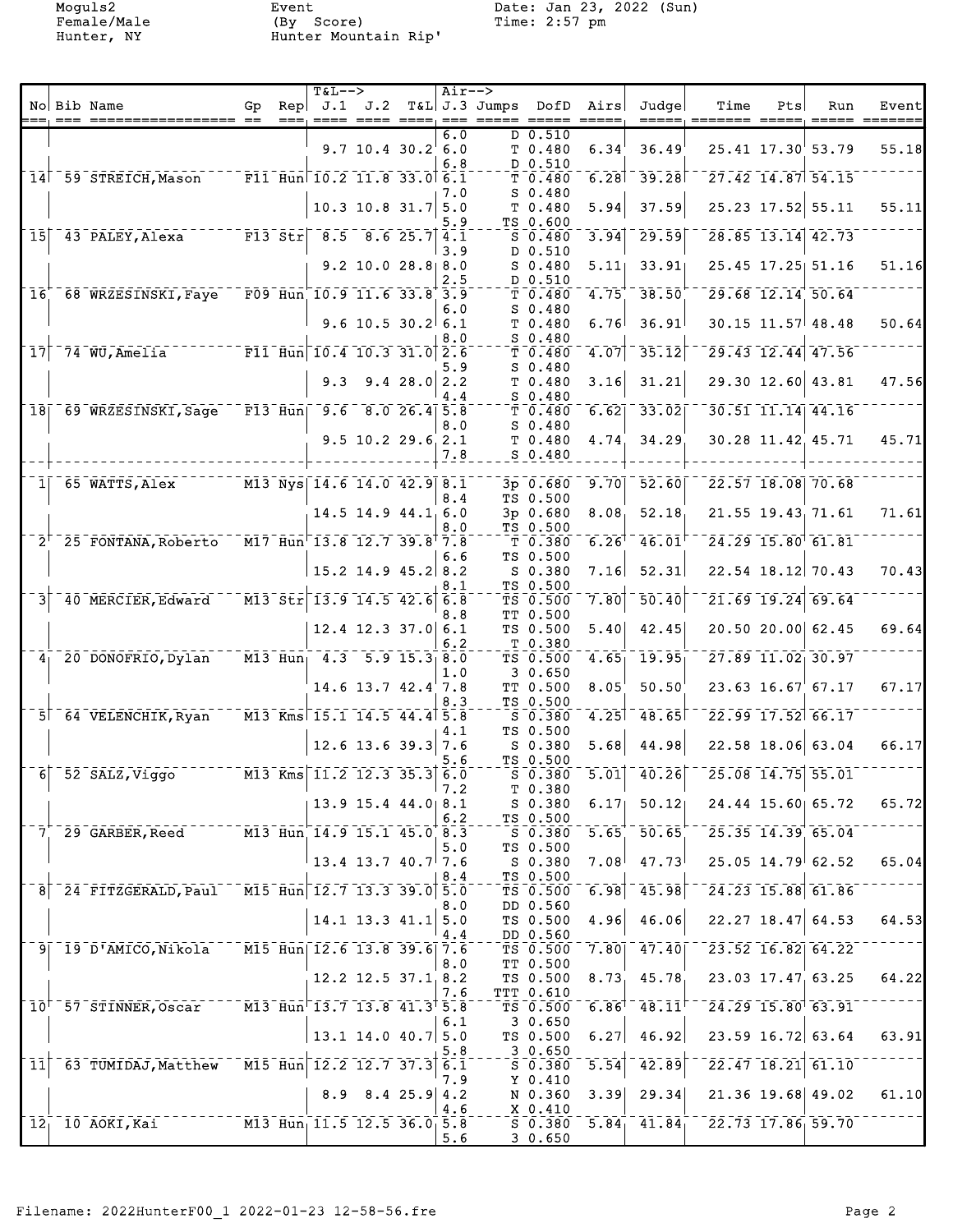Moguls2 Event Date: Jan 23, 2022 (Sun)
Female/Male (By Score) Time: 2:57 pm
Hunter, NY Hunter Mountain Rip'

| No | Bib | Name | Gp | Rep | J.1 | J.2 | T&L | J.3 | Jumps | DofD | Airs | Judge | Time | Pts | Run | Event |
|---|---|---|---|---|---|---|---|---|---|---|---|---|---|---|---|---|
| | | | | | | | | 6.0 | D | 0.510 | | | | | | |
| | | | | | 9.7 | 10.4 | 30.2 | 6.0 | T | 0.480 | 6.34 | 36.49 | 25.41 | 17.30 | 53.79 | 55.18 |
| | | | | | | | | 6.8 | D | 0.510 | | | | | | |
| 14 | 59 | STREICH,Mason | F11 | Hun | 10.2 | 11.8 | 33.0 | 6.1 | T | 0.480 | 6.28 | 39.28 | 27.42 | 14.87 | 54.15 | |
| | | | | | | | | 7.0 | S | 0.480 | | | | | | |
| | | | | | 10.3 | 10.8 | 31.7 | 5.0 | T | 0.480 | 5.94 | 37.59 | 25.23 | 17.52 | 55.11 | 55.11 |
| | | | | | | | | 5.9 | TS | 0.600 | | | | | | |
| 15 | 43 | PALEY,Alexa | F13 | Str | 8.5 | 8.6 | 25.7 | 4.1 | S | 0.480 | 3.94 | 29.59 | 28.85 | 13.14 | 42.73 | |
| | | | | | | | | 3.9 | D | 0.510 | | | | | | |
| | | | | | 9.2 | 10.0 | 28.8 | 8.0 | S | 0.480 | 5.11 | 33.91 | 25.45 | 17.25 | 51.16 | 51.16 |
| | | | | | | | | 2.5 | D | 0.510 | | | | | | |
| 16 | 68 | WRZESINSKI,Faye | F09 | Hun | 10.9 | 11.6 | 33.8 | 3.9 | T | 0.480 | 4.75 | 38.50 | 29.68 | 12.14 | 50.64 | |
| | | | | | | | | 6.0 | S | 0.480 | | | | | | |
| | | | | | 9.6 | 10.5 | 30.2 | 6.1 | T | 0.480 | 6.76 | 36.91 | 30.15 | 11.57 | 48.48 | 50.64 |
| | | | | | | | | 8.0 | S | 0.480 | | | | | | |
| 17 | 74 | WU,Amelia | F11 | Hun | 10.4 | 10.3 | 31.0 | 2.6 | T | 0.480 | 4.07 | 35.12 | 29.43 | 12.44 | 47.56 | |
| | | | | | | | | 5.9 | S | 0.480 | | | | | | |
| | | | | | 9.3 | 9.4 | 28.0 | 2.2 | T | 0.480 | 3.16 | 31.21 | 29.30 | 12.60 | 43.81 | 47.56 |
| | | | | | | | | 4.4 | S | 0.480 | | | | | | |
| 18 | 69 | WRZESINSKI,Sage | F13 | Hun | 9.6 | 8.0 | 26.4 | 5.8 | T | 0.480 | 6.62 | 33.02 | 30.51 | 11.14 | 44.16 | |
| | | | | | | | | 8.0 | S | 0.480 | | | | | | |
| | | | | | 9.5 | 10.2 | 29.6 | 2.1 | T | 0.480 | 4.74 | 34.29 | 30.28 | 11.42 | 45.71 | 45.71 |
| | | | | | | | | 7.8 | S | 0.480 | | | | | | |
| 1 | 65 | WATTS,Alex | M13 | Nys | 14.6 | 14.0 | 42.9 | 8.1 | 3p | 0.680 | 9.70 | 52.60 | 22.57 | 18.08 | 70.68 | |
| | | | | | | | | 8.4 | TS | 0.500 | | | | | | |
| | | | | | 14.5 | 14.9 | 44.1 | 6.0 | 3p | 0.680 | 8.08 | 52.18 | 21.55 | 19.43 | 71.61 | 71.61 |
| | | | | | | | | 8.0 | TS | 0.500 | | | | | | |
| 2 | 25 | FONTANA,Roberto | M17 | Hun | 13.8 | 12.7 | 39.8 | 7.8 | T | 0.380 | 6.26 | 46.01 | 24.29 | 15.80 | 61.81 | |
| | | | | | | | | 6.6 | TS | 0.500 | | | | | | |
| | | | | | 15.2 | 14.9 | 45.2 | 8.2 | S | 0.380 | 7.16 | 52.31 | 22.54 | 18.12 | 70.43 | 70.43 |
| | | | | | | | | 8.1 | TS | 0.500 | | | | | | |
| 3 | 40 | MERCIER,Edward | M13 | Str | 13.9 | 14.5 | 42.6 | 6.8 | TS | 0.500 | 7.80 | 50.40 | 21.69 | 19.24 | 69.64 | |
| | | | | | | | | 8.8 | TT | 0.500 | | | | | | |
| | | | | | 12.4 | 12.3 | 37.0 | 6.1 | TS | 0.500 | 5.40 | 42.45 | 20.50 | 20.00 | 62.45 | 69.64 |
| | | | | | | | | 6.2 | T | 0.380 | | | | | | |
| 4 | 20 | DONOFRIO,Dylan | M13 | Hun | 4.3 | 5.9 | 15.3 | 8.0 | TS | 0.500 | 4.65 | 19.95 | 27.89 | 11.02 | 30.97 | |
| | | | | | | | | 1.0 | 3 | 0.650 | | | | | | |
| | | | | | 14.6 | 13.7 | 42.4 | 7.8 | TT | 0.500 | 8.05 | 50.50 | 23.63 | 16.67 | 67.17 | 67.17 |
| | | | | | | | | 8.3 | TS | 0.500 | | | | | | |
| 5 | 64 | VELENCHIK,Ryan | M13 | Kms | 15.1 | 14.5 | 44.4 | 5.8 | S | 0.380 | 4.25 | 48.65 | 22.99 | 17.52 | 66.17 | |
| | | | | | | | | 4.1 | TS | 0.500 | | | | | | |
| | | | | | 12.6 | 13.6 | 39.3 | 7.6 | S | 0.380 | 5.68 | 44.98 | 22.58 | 18.06 | 63.04 | 66.17 |
| | | | | | | | | 5.6 | TS | 0.500 | | | | | | |
| 6 | 52 | SALZ,Viggo | M13 | Kms | 11.2 | 12.3 | 35.3 | 6.0 | S | 0.380 | 5.01 | 40.26 | 25.08 | 14.75 | 55.01 | |
| | | | | | | | | 7.2 | T | 0.380 | | | | | | |
| | | | | | 13.9 | 15.4 | 44.0 | 8.1 | S | 0.380 | 6.17 | 50.12 | 24.44 | 15.60 | 65.72 | 65.72 |
| | | | | | | | | 6.2 | TS | 0.500 | | | | | | |
| 7 | 29 | GARBER,Reed | M13 | Hun | 14.9 | 15.1 | 45.0 | 8.3 | S | 0.380 | 5.65 | 50.65 | 25.35 | 14.39 | 65.04 | |
| | | | | | | | | 5.0 | TS | 0.500 | | | | | | |
| | | | | | 13.4 | 13.7 | 40.7 | 7.6 | S | 0.380 | 7.08 | 47.73 | 25.05 | 14.79 | 62.52 | 65.04 |
| | | | | | | | | 8.4 | TS | 0.500 | | | | | | |
| 8 | 24 | FITZGERALD,Paul | M15 | Hun | 12.7 | 13.3 | 39.0 | 5.0 | TS | 0.500 | 6.98 | 45.98 | 24.23 | 15.88 | 61.86 | |
| | | | | | | | | 8.0 | DD | 0.560 | | | | | | |
| | | | | | 14.1 | 13.3 | 41.1 | 5.0 | TS | 0.500 | 4.96 | 46.06 | 22.27 | 18.47 | 64.53 | 64.53 |
| | | | | | | | | 4.4 | DD | 0.560 | | | | | | |
| 9 | 19 | D'AMICO,Nikola | M15 | Hun | 12.6 | 13.8 | 39.6 | 7.6 | TS | 0.500 | 7.80 | 47.40 | 23.52 | 16.82 | 64.22 | |
| | | | | | | | | 8.0 | TT | 0.500 | | | | | | |
| | | | | | 12.2 | 12.5 | 37.1 | 8.2 | TS | 0.500 | 8.73 | 45.78 | 23.03 | 17.47 | 63.25 | 64.22 |
| | | | | | | | | 7.6 | TTT | 0.610 | | | | | | |
| 10 | 57 | STINNER,Oscar | M13 | Hun | 13.7 | 13.8 | 41.3 | 5.8 | TS | 0.500 | 6.86 | 48.11 | 24.29 | 15.80 | 63.91 | |
| | | | | | | | | 6.1 | 3 | 0.650 | | | | | | |
| | | | | | 13.1 | 14.0 | 40.7 | 5.0 | TS | 0.500 | 6.27 | 46.92 | 23.59 | 16.72 | 63.64 | 63.91 |
| | | | | | | | | 5.8 | 3 | 0.650 | | | | | | |
| 11 | 63 | TUMIDAJ,Matthew | M15 | Hun | 12.2 | 12.7 | 37.3 | 6.1 | S | 0.380 | 5.54 | 42.89 | 22.47 | 18.21 | 61.10 | |
| | | | | | | | | 7.9 | Y | 0.410 | | | | | | |
| | | | | | 8.9 | 8.4 | 25.9 | 4.2 | N | 0.360 | 3.39 | 29.34 | 21.36 | 19.68 | 49.02 | 61.10 |
| | | | | | | | | 4.6 | X | 0.410 | | | | | | |
| 12 | 10 | AOKI,Kai | M13 | Hun | 11.5 | 12.5 | 36.0 | 5.8 | S | 0.380 | 5.84 | 41.84 | 22.73 | 17.86 | 59.70 | |
| | | | | | | | | 5.6 | 3 | 0.650 | | | | | | |

Filename: 2022HunterF00_1 2022-01-23 12-58-56.fre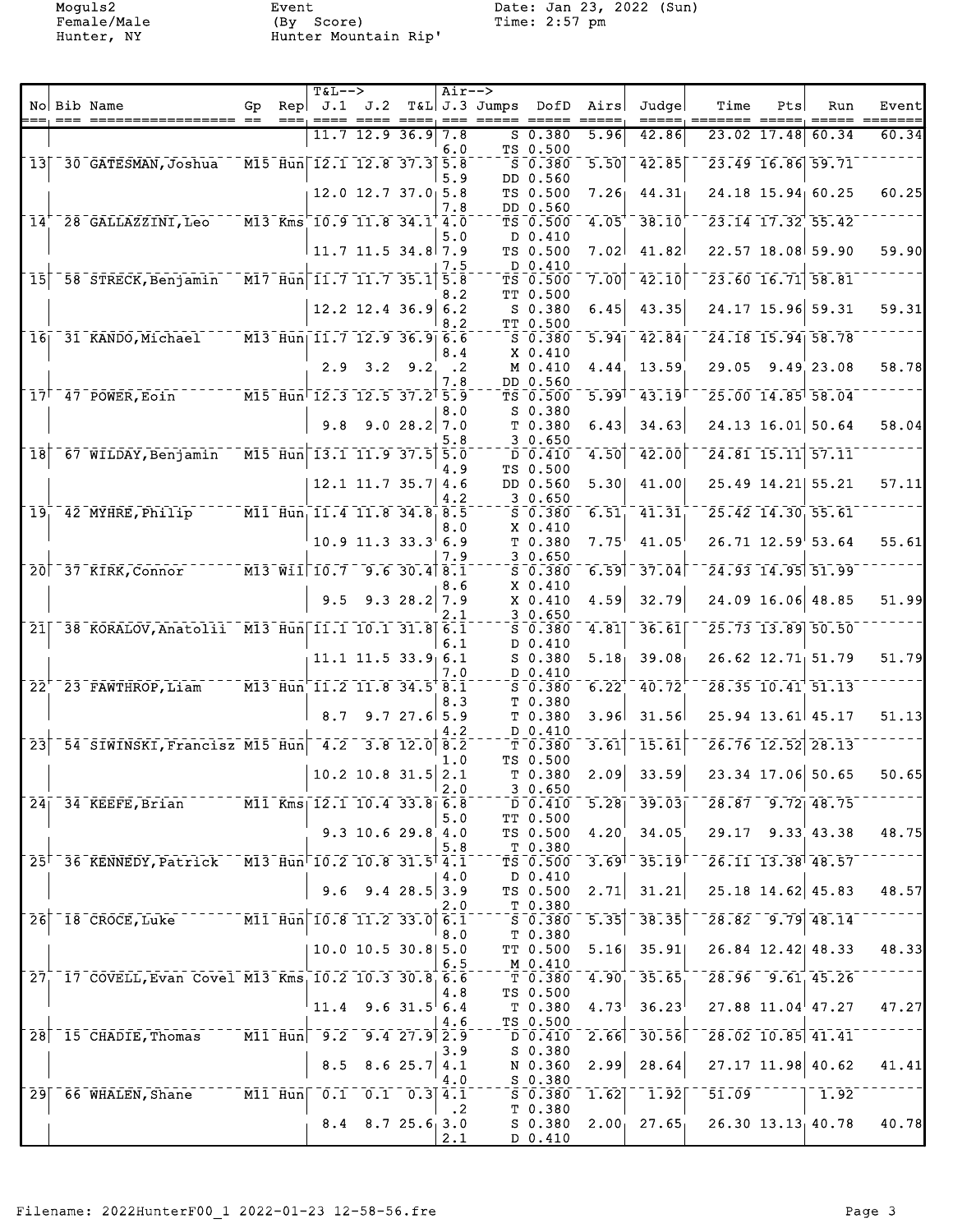Moguls2 Event Date: Jan 23, 2022 (Sun)
Female/Male (By Score) Time: 2:57 pm
Hunter, NY Hunter Mountain Rip'

| No | Bib | Name | Gp | Rep | J.1 | J.2 | T&L | J.3 | Jumps | DofD | Airs | Judge | Time | Pts | Run | Event |
|---|---|---|---|---|---|---|---|---|---|---|---|---|---|---|---|---|
| | | | | | 11.7 | 12.9 | 36.9 | 7.8 | S | 0.380 | 5.96 | 42.86 | 23.02 | 17.48 | 60.34 | 60.34 |
| | | | | | | | | 6.0 | TS | 0.500 | | | | | | |
| 13 | 30 | GATESMAN,Joshua | M15 | Hun | 12.1 | 12.8 | 37.3 | 5.8 | S | 0.380 | 5.50 | 42.85 | 23.49 | 16.86 | 59.71 | |
| | | | | | | | | 5.9 | DD | 0.560 | | | | | | |
| | | | | | 12.0 | 12.7 | 37.0 | 5.8 | TS | 0.500 | 7.26 | 44.31 | 24.18 | 15.94 | 60.25 | 60.25 |
| | | | | | | | | 7.8 | DD | 0.560 | | | | | | |
| 14 | 28 | GALLAZZINI,Leo | M13 | Kms | 10.9 | 11.8 | 34.1 | 4.0 | TS | 0.500 | 4.05 | 38.10 | 23.14 | 17.32 | 55.42 | |
| | | | | | | | | 5.0 | D | 0.410 | | | | | | |
| | | | | | 11.7 | 11.5 | 34.8 | 7.9 | TS | 0.500 | 7.02 | 41.82 | 22.57 | 18.08 | 59.90 | 59.90 |
| | | | | | | | | 7.5 | D | 0.410 | | | | | | |
| 15 | 58 | STRECK,Benjamin | M17 | Hun | 11.7 | 11.7 | 35.1 | 5.8 | TS | 0.500 | 7.00 | 42.10 | 23.60 | 16.71 | 58.81 | |
| | | | | | | | | 8.2 | TT | 0.500 | | | | | | |
| | | | | | 12.2 | 12.4 | 36.9 | 6.2 | S | 0.380 | 6.45 | 43.35 | 24.17 | 15.96 | 59.31 | 59.31 |
| | | | | | | | | 8.2 | TT | 0.500 | | | | | | |
| 16 | 31 | KANDO,Michael | M13 | Hun | 11.7 | 12.9 | 36.9 | 6.6 | S | 0.380 | 5.94 | 42.84 | 24.18 | 15.94 | 58.78 | |
| | | | | | | | | 8.4 | X | 0.410 | | | | | | |
| | | | | | 2.9 | 3.2 | 9.2 | .2 | M | 0.410 | 4.44 | 13.59 | 29.05 | 9.49 | 23.08 | 58.78 |
| | | | | | | | | 7.8 | DD | 0.560 | | | | | | |
| 17 | 47 | POWER,Eoin | M15 | Hun | 12.3 | 12.5 | 37.2 | 5.9 | TS | 0.500 | 5.99 | 43.19 | 25.00 | 14.85 | 58.04 | |
| | | | | | | | | 8.0 | S | 0.380 | | | | | | |
| | | | | | 9.8 | 9.0 | 28.2 | 7.0 | T | 0.380 | 6.43 | 34.63 | 24.13 | 16.01 | 50.64 | 58.04 |
| | | | | | | | | 5.8 | 3 | 0.650 | | | | | | |
| 18 | 67 | WILDAY,Benjamin | M15 | Hun | 13.1 | 11.9 | 37.5 | 5.0 | D | 0.410 | 4.50 | 42.00 | 24.81 | 15.11 | 57.11 | |
| | | | | | | | | 4.9 | TS | 0.500 | | | | | | |
| | | | | | 12.1 | 11.7 | 35.7 | 4.6 | DD | 0.560 | 5.30 | 41.00 | 25.49 | 14.21 | 55.21 | 57.11 |
| | | | | | | | | 4.2 | 3 | 0.650 | | | | | | |
| 19 | 42 | MYHRE,Philip | M11 | Hun | 11.4 | 11.8 | 34.8 | 8.5 | S | 0.380 | 6.51 | 41.31 | 25.42 | 14.30 | 55.61 | |
| | | | | | | | | 8.0 | X | 0.410 | | | | | | |
| | | | | | 10.9 | 11.3 | 33.3 | 6.9 | T | 0.380 | 7.75 | 41.05 | 26.71 | 12.59 | 53.64 | 55.61 |
| | | | | | | | | 7.9 | 3 | 0.650 | | | | | | |
| 20 | 37 | KIRK,Connor | M13 | Wil | 10.7 | 9.6 | 30.4 | 8.1 | S | 0.380 | 6.59 | 37.04 | 24.93 | 14.95 | 51.99 | |
| | | | | | | | | 8.6 | X | 0.410 | | | | | | |
| | | | | | 9.5 | 9.3 | 28.2 | 7.9 | X | 0.410 | 4.59 | 32.79 | 24.09 | 16.06 | 48.85 | 51.99 |
| | | | | | | | | 2.1 | 3 | 0.650 | | | | | | |
| 21 | 38 | KORALOV,Anatolii | M13 | Hun | 11.1 | 10.1 | 31.8 | 6.1 | S | 0.380 | 4.81 | 36.61 | 25.73 | 13.89 | 50.50 | |
| | | | | | | | | 6.1 | D | 0.410 | | | | | | |
| | | | | | 11.1 | 11.5 | 33.9 | 6.1 | S | 0.380 | 5.18 | 39.08 | 26.62 | 12.71 | 51.79 | 51.79 |
| | | | | | | | | 7.0 | D | 0.410 | | | | | | |
| 22 | 23 | FAWTHROP,Liam | M13 | Hun | 11.2 | 11.8 | 34.5 | 8.1 | S | 0.380 | 6.22 | 40.72 | 28.35 | 10.41 | 51.13 | |
| | | | | | | | | 8.3 | T | 0.380 | | | | | | |
| | | | | | 8.7 | 9.7 | 27.6 | 5.9 | T | 0.380 | 3.96 | 31.56 | 25.94 | 13.61 | 45.17 | 51.13 |
| | | | | | | | | 4.2 | D | 0.410 | | | | | | |
| 23 | 54 | SIWINSKI,Francisz | M15 | Hun | 4.2 | 3.8 | 12.0 | 8.2 | T | 0.380 | 3.61 | 15.61 | 26.76 | 12.52 | 28.13 | |
| | | | | | | | | 1.0 | TS | 0.500 | | | | | | |
| | | | | | 10.2 | 10.8 | 31.5 | 2.1 | T | 0.380 | 2.09 | 33.59 | 23.34 | 17.06 | 50.65 | 50.65 |
| | | | | | | | | 2.0 | 3 | 0.650 | | | | | | |
| 24 | 34 | KEEFE,Brian | M11 | Kms | 12.1 | 10.4 | 33.8 | 6.8 | D | 0.410 | 5.28 | 39.03 | 28.87 | 9.72 | 48.75 | |
| | | | | | | | | 5.0 | TT | 0.500 | | | | | | |
| | | | | | 9.3 | 10.6 | 29.8 | 4.0 | TS | 0.500 | 4.20 | 34.05 | 29.17 | 9.33 | 43.38 | 48.75 |
| | | | | | | | | 5.8 | T | 0.380 | | | | | | |
| 25 | 36 | KENNEDY,Patrick | M13 | Hun | 10.2 | 10.8 | 31.5 | 4.1 | TS | 0.500 | 3.69 | 35.19 | 26.11 | 13.38 | 48.57 | |
| | | | | | | | | 4.0 | D | 0.410 | | | | | | |
| | | | | | 9.6 | 9.4 | 28.5 | 3.9 | TS | 0.500 | 2.71 | 31.21 | 25.18 | 14.62 | 45.83 | 48.57 |
| | | | | | | | | 2.0 | T | 0.380 | | | | | | |
| 26 | 18 | CROCE,Luke | M11 | Hun | 10.8 | 11.2 | 33.0 | 6.1 | S | 0.380 | 5.35 | 38.35 | 28.82 | 9.79 | 48.14 | |
| | | | | | | | | 8.0 | T | 0.380 | | | | | | |
| | | | | | 10.0 | 10.5 | 30.8 | 5.0 | TT | 0.500 | 5.16 | 35.91 | 26.84 | 12.42 | 48.33 | 48.33 |
| | | | | | | | | 6.5 | M | 0.410 | | | | | | |
| 27 | 17 | COVELL,Evan Covel | M13 | Kms | 10.2 | 10.3 | 30.8 | 6.6 | T | 0.380 | 4.90 | 35.65 | 28.96 | 9.61 | 45.26 | |
| | | | | | | | | 4.8 | TS | 0.500 | | | | | | |
| | | | | | 11.4 | 9.6 | 31.5 | 6.4 | T | 0.380 | 4.73 | 36.23 | 27.88 | 11.04 | 47.27 | 47.27 |
| | | | | | | | | 4.6 | TS | 0.500 | | | | | | |
| 28 | 15 | CHADIE,Thomas | M11 | Hun | 9.2 | 9.4 | 27.9 | 2.9 | D | 0.410 | 2.66 | 30.56 | 28.02 | 10.85 | 41.41 | |
| | | | | | | | | 3.9 | S | 0.380 | | | | | | |
| | | | | | 8.5 | 8.6 | 25.7 | 4.1 | N | 0.360 | 2.99 | 28.64 | 27.17 | 11.98 | 40.62 | 41.41 |
| | | | | | | | | 4.0 | S | 0.380 | | | | | | |
| 29 | 66 | WHALEN,Shane | M11 | Hun | 0.1 | 0.1 | 0.3 | 4.1 | S | 0.380 | 1.62 | 1.92 | 51.09 | | 1.92 | |
| | | | | | | | | .2 | T | 0.380 | | | | | | |
| | | | | | 8.4 | 8.7 | 25.6 | 3.0 | S | 0.380 | 2.00 | 27.65 | 26.30 | 13.13 | 40.78 | 40.78 |
| | | | | | | | | 2.1 | D | 0.410 | | | | | | |

Filename: 2022HunterF00_1 2022-01-23 12-58-56.fre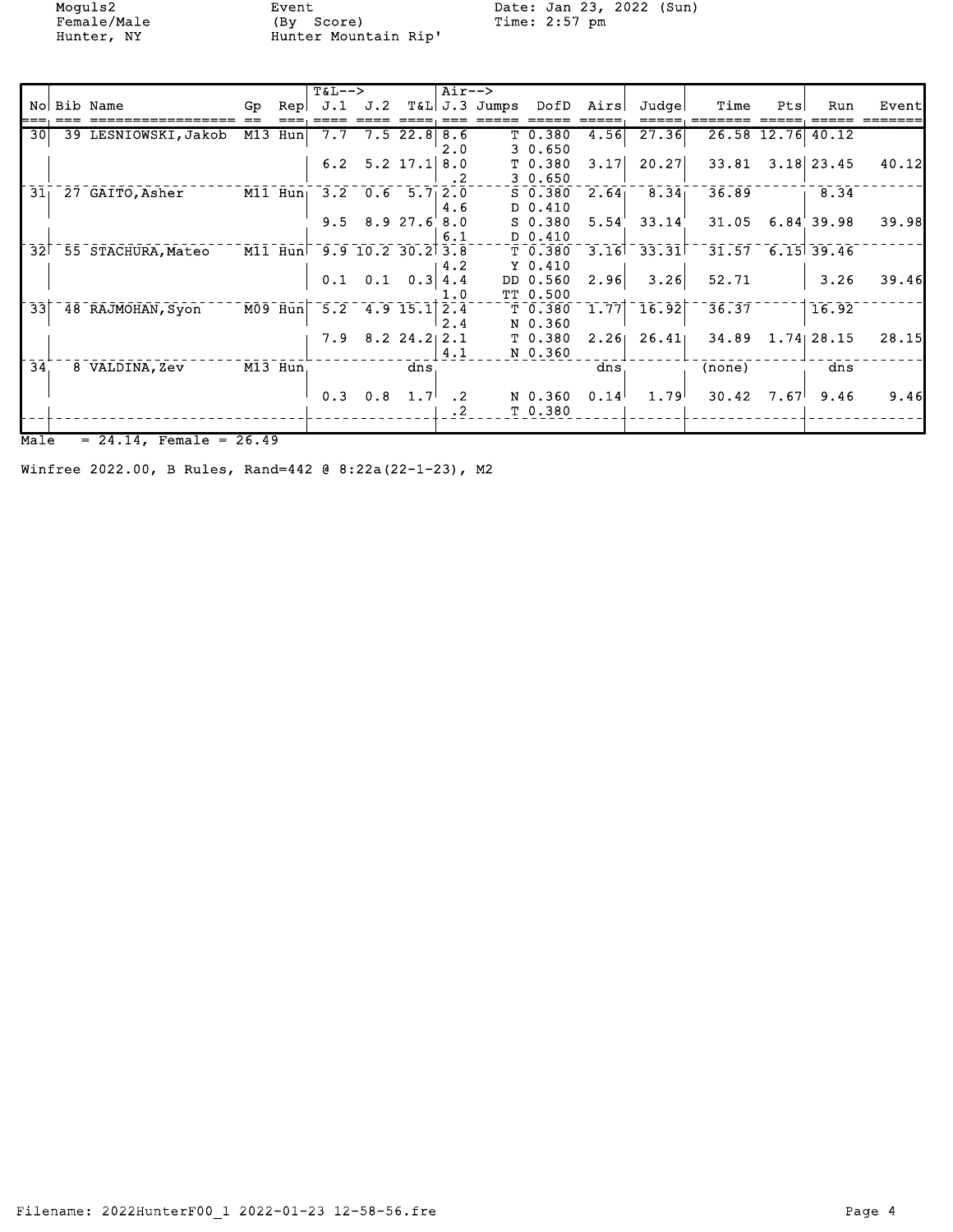Moguls2 Female/Male Hunter, NY

Event (By Score) Hunter Mountain Rip'

Date: Jan 23, 2022 (Sun) Time: 2:57 pm

| No | Bib | Name | Gp | Rep | T&L--> J.1 | J.2 | T&L | Air--> J.3 | Jumps | DofD | Airs | Judge | Time | Pts | Run | Event |
|---|---|---|---|---|---|---|---|---|---|---|---|---|---|---|---|---|
| 30 | 39 | LESNIOWSKI, Jakob | M13 | Hun | 7.7 | 7.5 | 22.8 | 8.6 | T | 0.380 | 4.56 | 27.36 | 26.58 | 12.76 | 40.12 | |
| | | | | | | | | 2.0 | 3 | 0.650 | | | | | | |
| | | | | | 6.2 | 5.2 | 17.1 | 8.0 | T | 0.380 | 3.17 | 20.27 | 33.81 | 3.18 | 23.45 | 40.12 |
| | | | | | | | | .2 | 3 | 0.650 | | | | | | |
| 31 | 27 | GAITO, Asher | M11 | Hun | 3.2 | 0.6 | 5.7 | 2.0 | S | 0.380 | 2.64 | 8.34 | 36.89 | | 8.34 | |
| | | | | | | | | 4.6 | D | 0.410 | | | | | | |
| | | | | | 9.5 | 8.9 | 27.6 | 8.0 | S | 0.380 | 5.54 | 33.14 | 31.05 | 6.84 | 39.98 | 39.98 |
| | | | | | | | | 6.1 | D | 0.410 | | | | | | |
| 32 | 55 | STACHURA, Mateo | M11 | Hun | 9.9 | 10.2 | 30.2 | 3.8 | T | 0.380 | 3.16 | 33.31 | 31.57 | 6.15 | 39.46 | |
| | | | | | | | | 4.2 | Y | 0.410 | | | | | | |
| | | | | | 0.1 | 0.1 | 0.3 | 4.4 | DD | 0.560 | 2.96 | 3.26 | 52.71 | | 3.26 | 39.46 |
| | | | | | | | | 1.0 | TT | 0.500 | | | | | | |
| 33 | 48 | RAJMOHAN, Syon | M09 | Hun | 5.2 | 4.9 | 15.1 | 2.4 | T | 0.380 | 1.77 | 16.92 | 36.37 | | 16.92 | |
| | | | | | | | | 2.4 | N | 0.360 | | | | | | |
| | | | | | 7.9 | 8.2 | 24.2 | 2.1 | T | 0.380 | 2.26 | 26.41 | 34.89 | 1.74 | 28.15 | 28.15 |
| | | | | | | | | 4.1 | N | 0.360 | | | | | | |
| 34 | 8 | VALDINA, Zev | M13 | Hun | | | dns | | | | dns | | (none) | | dns | |
| | | | | | 0.3 | 0.8 | 1.7 | .2 | N | 0.360 | 0.14 | 1.79 | 30.42 | 7.67 | 9.46 | 9.46 |
| | | | | | | | | .2 | T | 0.380 | | | | | | |

Male = 24.14, Female = 26.49

Winfree 2022.00, B Rules, Rand=442 @ 8:22a(22-1-23), M2

Filename: 2022HunterF00_1 2022-01-23 12-58-56.fre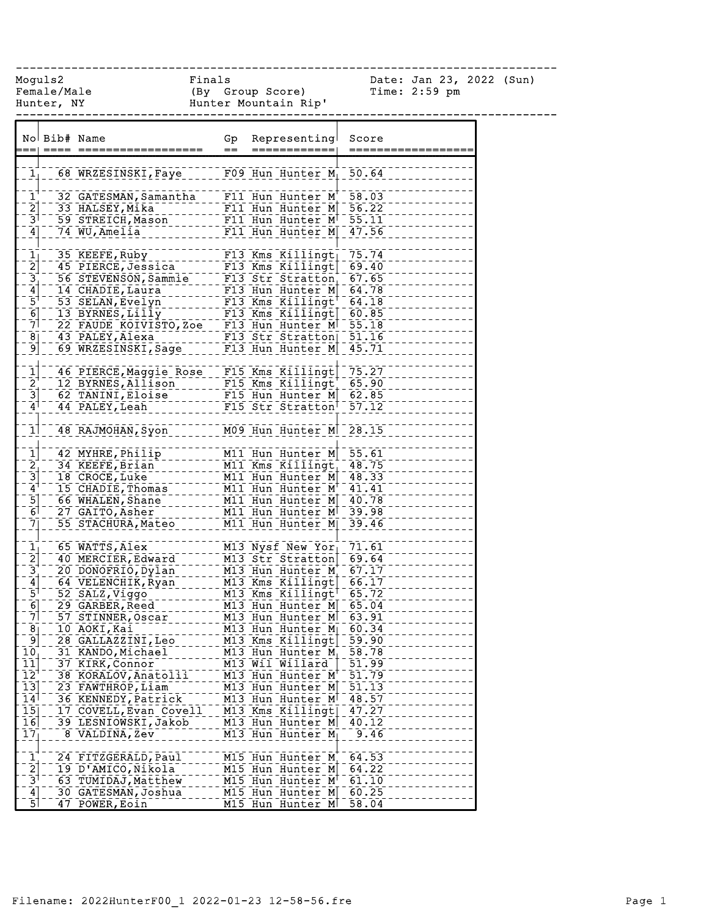Moguls2 Finals Date: Jan 23, 2022 (Sun)
Female/Male (By Group Score) Time: 2:59 pm
Hunter, NY Hunter Mountain Rip'

| No | Bib# | Name | Gp | Representing | Score |
|---|---|---|---|---|---|
| 1 | 68 | WRZESINSKI, Faye | F09 | Hun Hunter M | 50.64 |
| 1 | 32 | GATESMAN, Samantha | F11 | Hun Hunter M | 58.03 |
| 2 | 33 | HALSEY, Mika | F11 | Hun Hunter M | 56.22 |
| 3 | 59 | STREICH, Mason | F11 | Hun Hunter M | 55.11 |
| 4 | 74 | WU, Amelia | F11 | Hun Hunter M | 47.56 |
| 1 | 35 | KEEFE, Ruby | F13 | Kms Killingt | 75.74 |
| 2 | 45 | PIERCE, Jessica | F13 | Kms Killingt | 69.40 |
| 3 | 56 | STEVENSON, Sammie | F13 | Str Stratton | 67.65 |
| 4 | 14 | CHADIE, Laura | F13 | Hun Hunter M | 64.78 |
| 5 | 53 | SELAN, Evelyn | F13 | Kms Killingt | 64.18 |
| 6 | 13 | BYRNES, Lilly | F13 | Kms Killingt | 60.85 |
| 7 | 22 | FAUDE KOIVISTO, Zoe | F13 | Hun Hunter M | 55.18 |
| 8 | 43 | PALEY, Alexa | F13 | Str Stratton | 51.16 |
| 9 | 69 | WRZESINSKI, Sage | F13 | Hun Hunter M | 45.71 |
| 1 | 46 | PIERCE, Maggie Rose | F15 | Kms Killingt | 75.27 |
| 2 | 12 | BYRNES, Allison | F15 | Kms Killingt | 65.90 |
| 3 | 62 | TANINI, Eloise | F15 | Hun Hunter M | 62.85 |
| 4 | 44 | PALEY, Leah | F15 | Str Stratton | 57.12 |
| 1 | 48 | RAJMOHAN, Syon | M09 | Hun Hunter M | 28.15 |
| 1 | 42 | MYHRE, Philip | M11 | Hun Hunter M | 55.61 |
| 2 | 34 | KEEFE, Brian | M11 | Kms Killingt | 48.75 |
| 3 | 18 | CROCE, Luke | M11 | Hun Hunter M | 48.33 |
| 4 | 15 | CHADIE, Thomas | M11 | Hun Hunter M | 41.41 |
| 5 | 66 | WHALEN, Shane | M11 | Hun Hunter M | 40.78 |
| 6 | 27 | GAITO, Asher | M11 | Hun Hunter M | 39.98 |
| 7 | 55 | STACHURA, Mateo | M11 | Hun Hunter M | 39.46 |
| 1 | 65 | WATTS, Alex | M13 | Nysf New Yor | 71.61 |
| 2 | 40 | MERCIER, Edward | M13 | Str Stratton | 69.64 |
| 3 | 20 | DONOFRIO, Dylan | M13 | Hun Hunter M | 67.17 |
| 4 | 64 | VELENCHIK, Ryan | M13 | Kms Killingt | 66.17 |
| 5 | 52 | SALZ, Viggo | M13 | Kms Killingt | 65.72 |
| 6 | 29 | GARBER, Reed | M13 | Hun Hunter M | 65.04 |
| 7 | 57 | STINNER, Oscar | M13 | Hun Hunter M | 63.91 |
| 8 | 10 | AOKI, Kai | M13 | Hun Hunter M | 60.34 |
| 9 | 28 | GALLAZZINI, Leo | M13 | Kms Killingt | 59.90 |
| 10 | 31 | KANDO, Michael | M13 | Hun Hunter M | 58.78 |
| 11 | 37 | KIRK, Connor | M13 | Wil Willard | 51.99 |
| 12 | 38 | KORALOV, Anatolii | M13 | Hun Hunter M | 51.79 |
| 13 | 23 | FAWTHROP, Liam | M13 | Hun Hunter M | 51.13 |
| 14 | 36 | KENNEDY, Patrick | M13 | Hun Hunter M | 48.57 |
| 15 | 17 | COVELL, Evan Covell | M13 | Kms Killingt | 47.27 |
| 16 | 39 | LESNIOWSKI, Jakob | M13 | Hun Hunter M | 40.12 |
| 17 | 8 | VALDINA, Zev | M13 | Hun Hunter M | 9.46 |
| 1 | 24 | FITZGERALD, Paul | M15 | Hun Hunter M | 64.53 |
| 2 | 19 | D'AMICO, Nikola | M15 | Hun Hunter M | 64.22 |
| 3 | 63 | TUMIDAJ, Matthew | M15 | Hun Hunter M | 61.10 |
| 4 | 30 | GATESMAN, Joshua | M15 | Hun Hunter M | 60.25 |
| 5 | 47 | POWER, Eoin | M15 | Hun Hunter M | 58.04 |

Filename: 2022HunterF00_1 2022-01-23 12-58-56.fre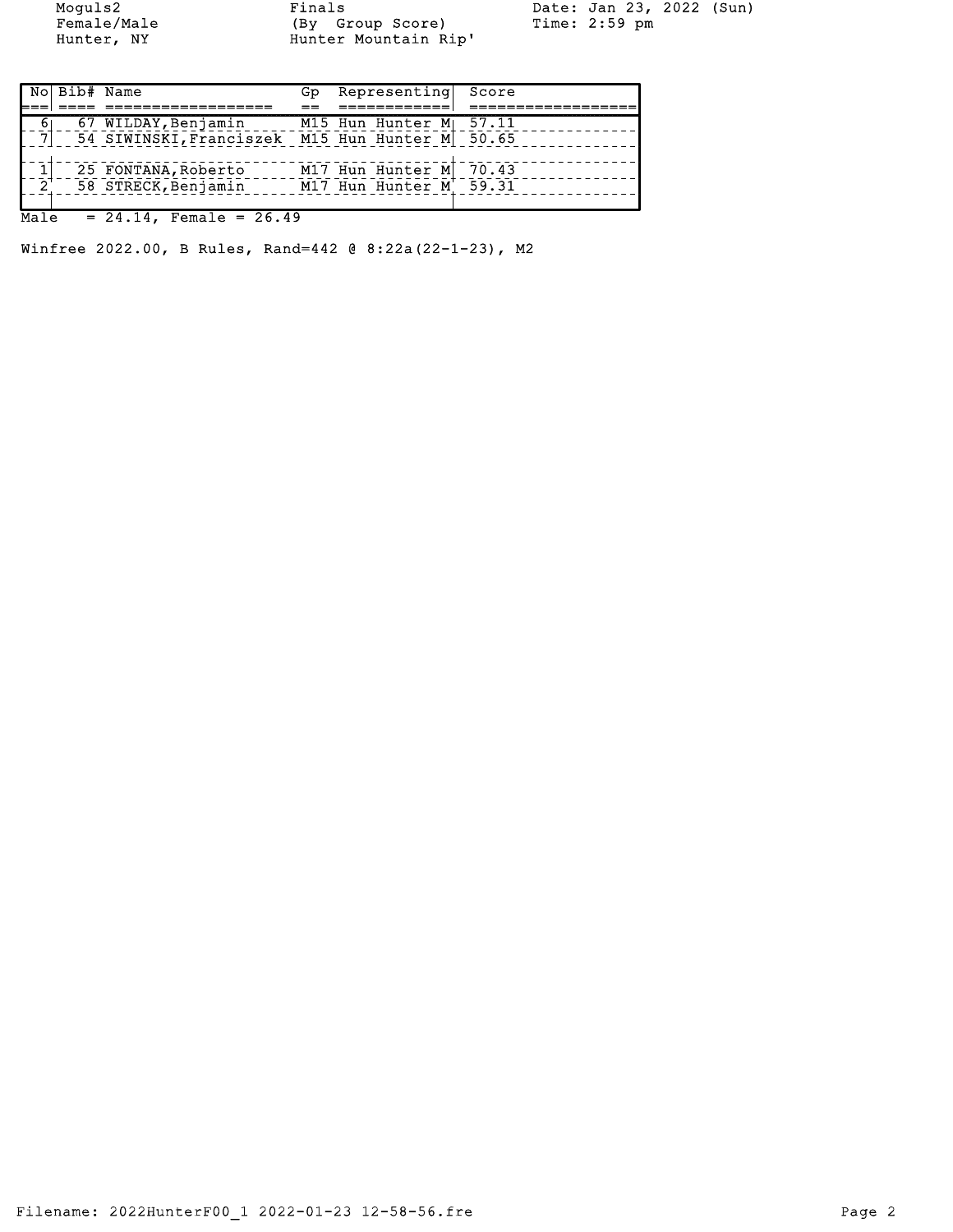Moguls2
Female/Male
Hunter, NY

Finals
(By Group Score)
Hunter Mountain Rip'

Date: Jan 23, 2022 (Sun)
Time: 2:59 pm

| No | Bib# | Name | Gp | Representing | Score |
|---|---|---|---|---|---|
| 6 | 67 | WILDAY,Benjamin | M15 | Hun Hunter M | 57.11 |
| 7 | 54 | SIWINSKI,Franciszek | M15 | Hun Hunter M | 50.65 |
| | | | | | |
| 1 | 25 | FONTANA,Roberto | M17 | Hun Hunter M | 70.43 |
| 2 | 58 | STRECK,Benjamin | M17 | Hun Hunter M | 59.31 |

Male = 24.14, Female = 26.49

Winfree 2022.00, B Rules, Rand=442 @ 8:22a(22-1-23), M2

Filename: 2022HunterF00_1 2022-01-23 12-58-56.fre